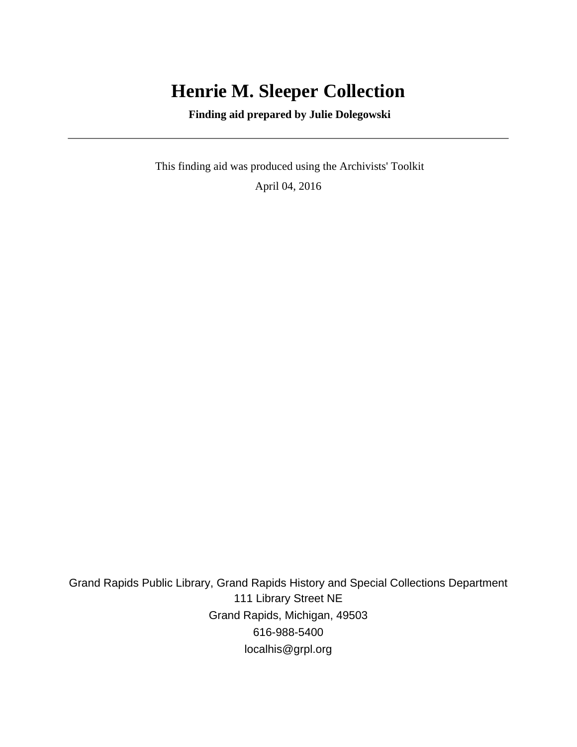# Henrie M. Sleeper Collection

**Finding aid prepared by Julie Dolegowski**

---

This finding aid was produced using the Archivists' Toolkit

April 04, 2016

Grand Rapids Public Library, Grand Rapids History and Special Collections Department
111 Library Street NE
Grand Rapids, Michigan, 49503
616-988-5400
localhis@grpl.org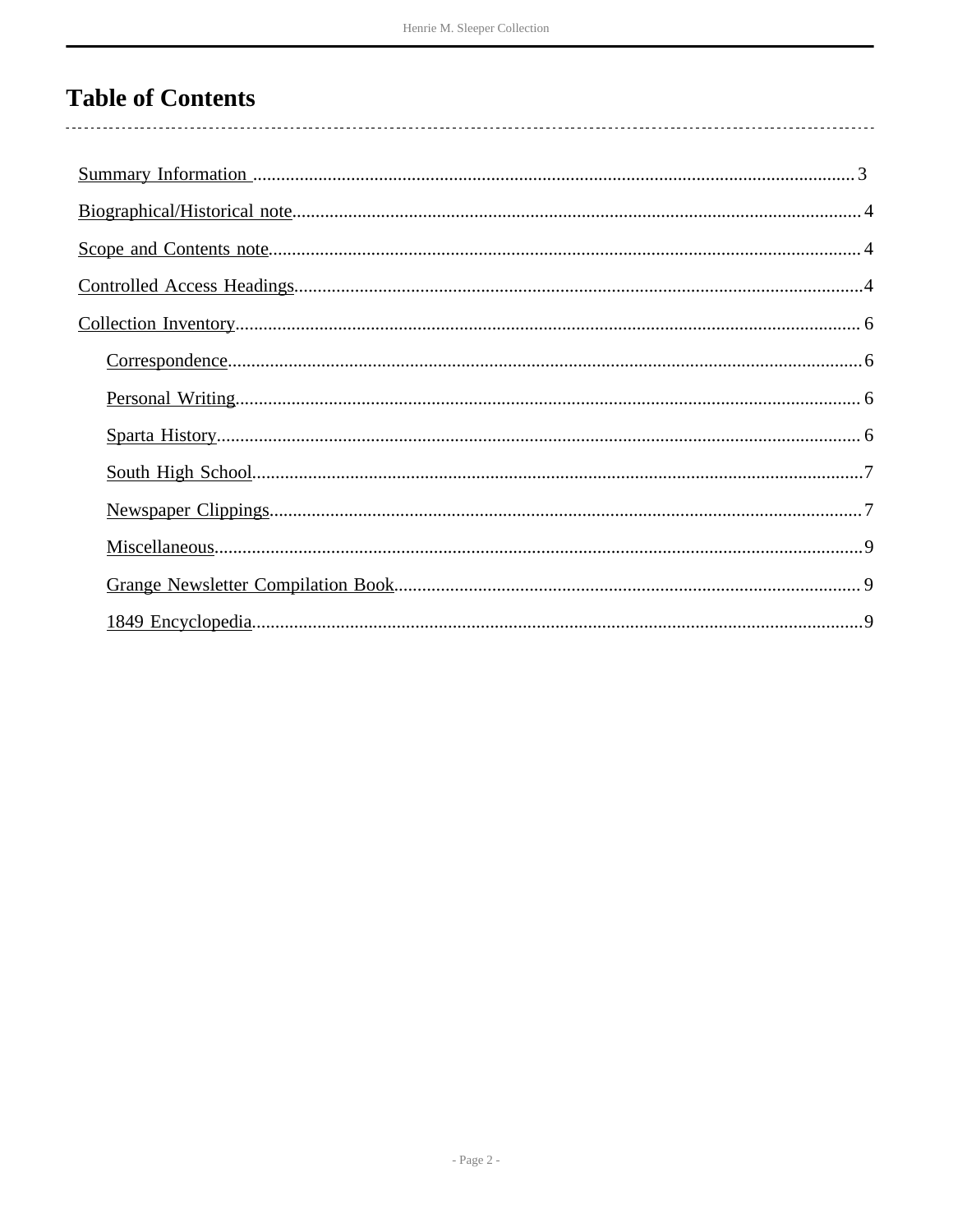# Table of Contents

- Summary Information .......... 3
- Biographical/Historical note .......... 4
- Scope and Contents note .......... 4
- Controlled Access Headings .......... 4
- Collection Inventory .......... 6
  - Correspondence .......... 6
  - Personal Writing .......... 6
  - Sparta History .......... 6
  - South High School .......... 7
  - Newspaper Clippings .......... 7
  - Miscellaneous .......... 9
  - Grange Newsletter Compilation Book .......... 9
  - 1849 Encyclopedia .......... 9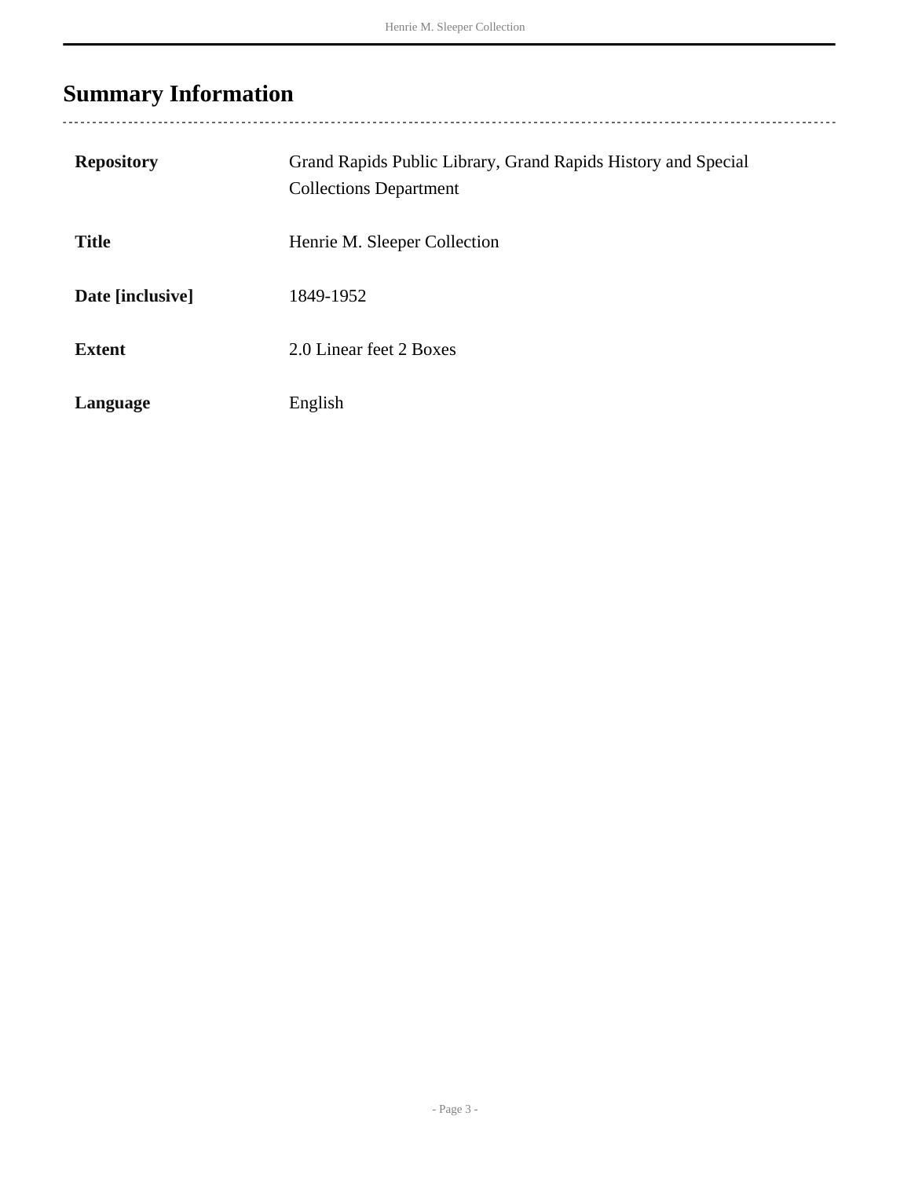## Summary Information

| | |
|---|---|
| **Repository** | Grand Rapids Public Library, Grand Rapids History and Special Collections Department |
| **Title** | Henrie M. Sleeper Collection |
| **Date [inclusive]** | 1849-1952 |
| **Extent** | 2.0 Linear feet 2 Boxes |
| **Language** | English |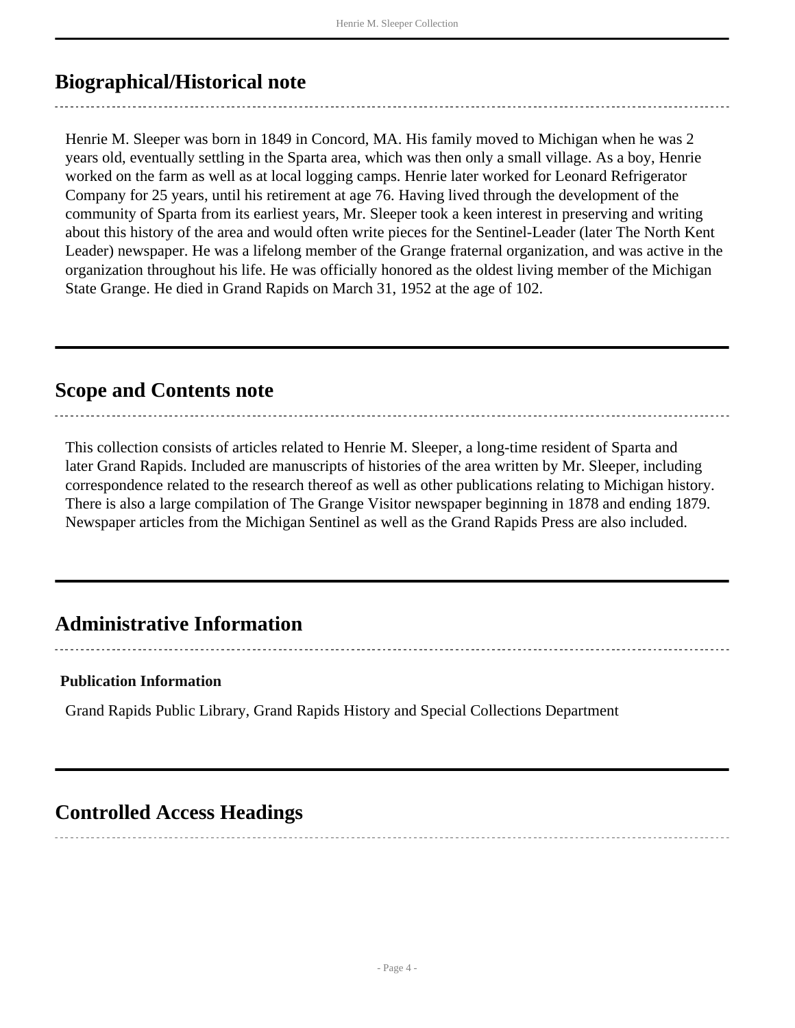## Biographical/Historical note

Henrie M. Sleeper was born in 1849 in Concord, MA. His family moved to Michigan when he was 2 years old, eventually settling in the Sparta area, which was then only a small village. As a boy, Henrie worked on the farm as well as at local logging camps. Henrie later worked for Leonard Refrigerator Company for 25 years, until his retirement at age 76. Having lived through the development of the community of Sparta from its earliest years, Mr. Sleeper took a keen interest in preserving and writing about this history of the area and would often write pieces for the Sentinel-Leader (later The North Kent Leader) newspaper. He was a lifelong member of the Grange fraternal organization, and was active in the organization throughout his life. He was officially honored as the oldest living member of the Michigan State Grange. He died in Grand Rapids on March 31, 1952 at the age of 102.

## Scope and Contents note

This collection consists of articles related to Henrie M. Sleeper, a long-time resident of Sparta and later Grand Rapids. Included are manuscripts of histories of the area written by Mr. Sleeper, including correspondence related to the research thereof as well as other publications relating to Michigan history. There is also a large compilation of The Grange Visitor newspaper beginning in 1878 and ending 1879. Newspaper articles from the Michigan Sentinel as well as the Grand Rapids Press are also included.

## Administrative Information

**Publication Information**

Grand Rapids Public Library, Grand Rapids History and Special Collections Department

## Controlled Access Headings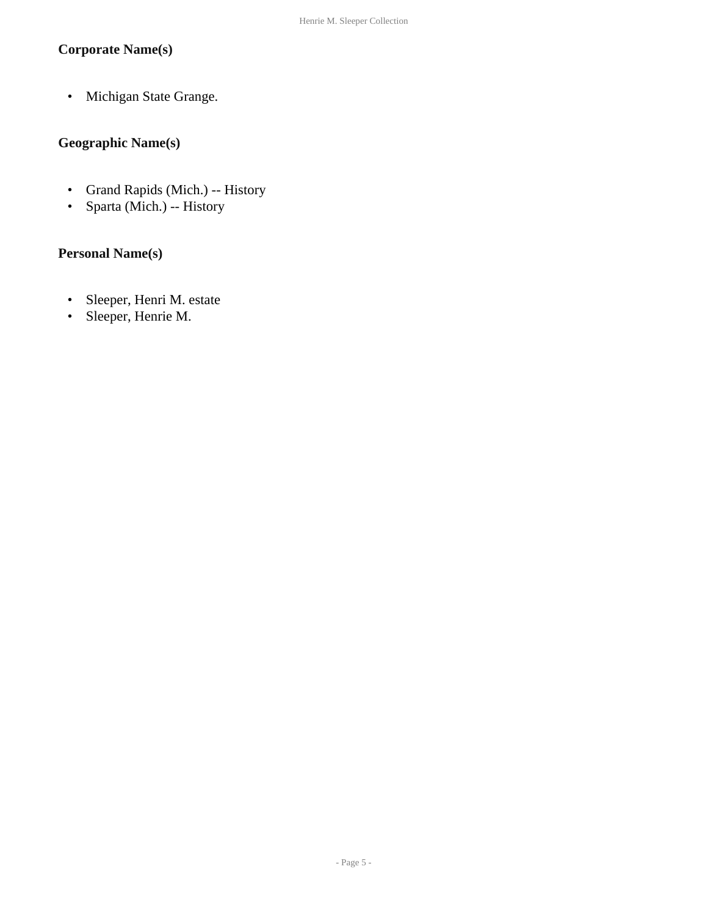### Corporate Name(s)

- Michigan State Grange.

### Geographic Name(s)

- Grand Rapids (Mich.) -- History
- Sparta (Mich.) -- History

### Personal Name(s)

- Sleeper, Henri M. estate
- Sleeper, Henrie M.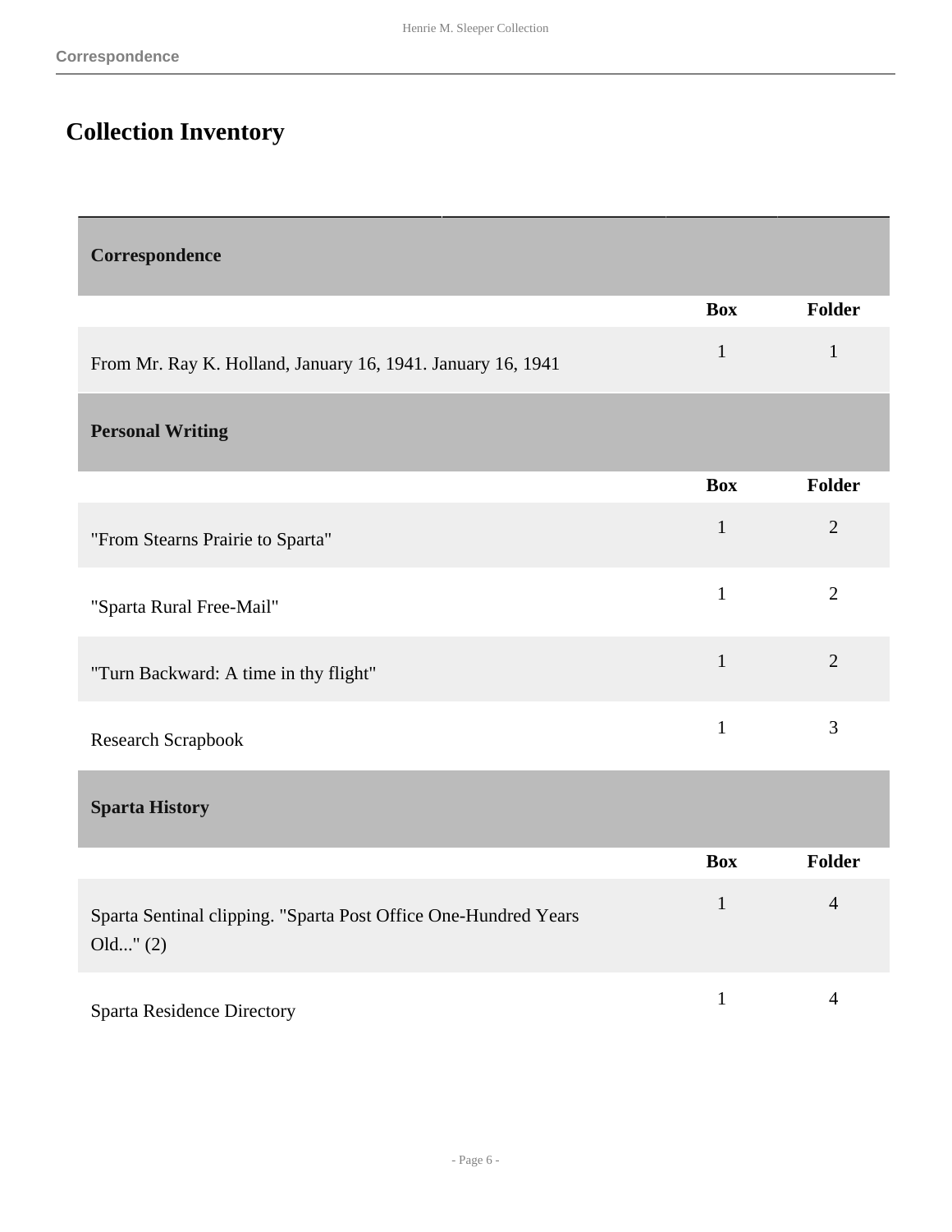# Collection Inventory

| Correspondence | | |
|---|---|---|
| | **Box** | **Folder** |
| From Mr. Ray K. Holland, January 16, 1941. January 16, 1941 | 1 | 1 |

| Personal Writing | | |
|---|---|---|
| | **Box** | **Folder** |
| "From Stearns Prairie to Sparta" | 1 | 2 |
| "Sparta Rural Free-Mail" | 1 | 2 |
| "Turn Backward: A time in thy flight" | 1 | 2 |
| Research Scrapbook | 1 | 3 |

| Sparta History | | |
|---|---|---|
| | **Box** | **Folder** |
| Sparta Sentinal clipping. "Sparta Post Office One-Hundred Years Old..." (2) | 1 | 4 |
| Sparta Residence Directory | 1 | 4 |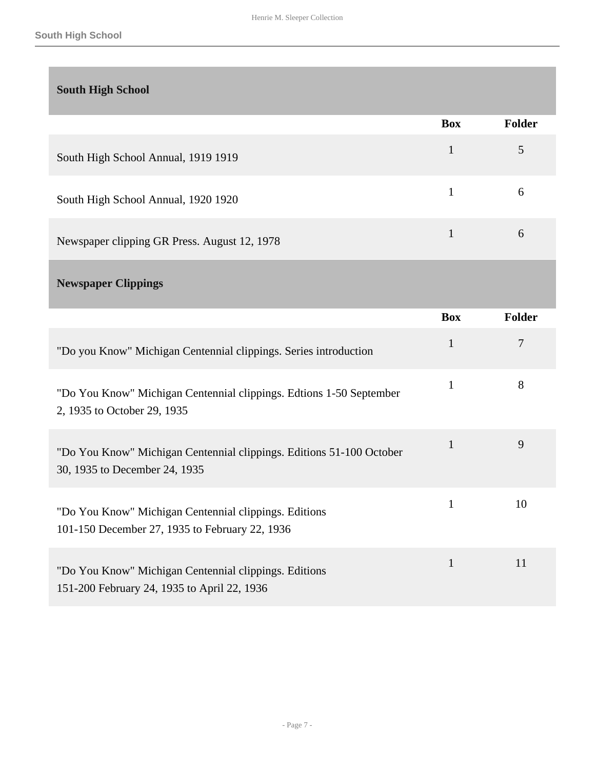## South High School

| | Box | Folder |
|---|---|---|
| South High School Annual, 1919 1919 | 1 | 5 |
| South High School Annual, 1920 1920 | 1 | 6 |
| Newspaper clipping GR Press. August 12, 1978 | 1 | 6 |

## Newspaper Clippings

| | Box | Folder |
|---|---|---|
| "Do you Know" Michigan Centennial clippings. Series introduction | 1 | 7 |
| "Do You Know" Michigan Centennial clippings. Edtions 1-50 September 2, 1935 to October 29, 1935 | 1 | 8 |
| "Do You Know" Michigan Centennial clippings. Editions 51-100 October 30, 1935 to December 24, 1935 | 1 | 9 |
| "Do You Know" Michigan Centennial clippings. Editions 101-150 December 27, 1935 to February 22, 1936 | 1 | 10 |
| "Do You Know" Michigan Centennial clippings. Editions 151-200 February 24, 1935 to April 22, 1936 | 1 | 11 |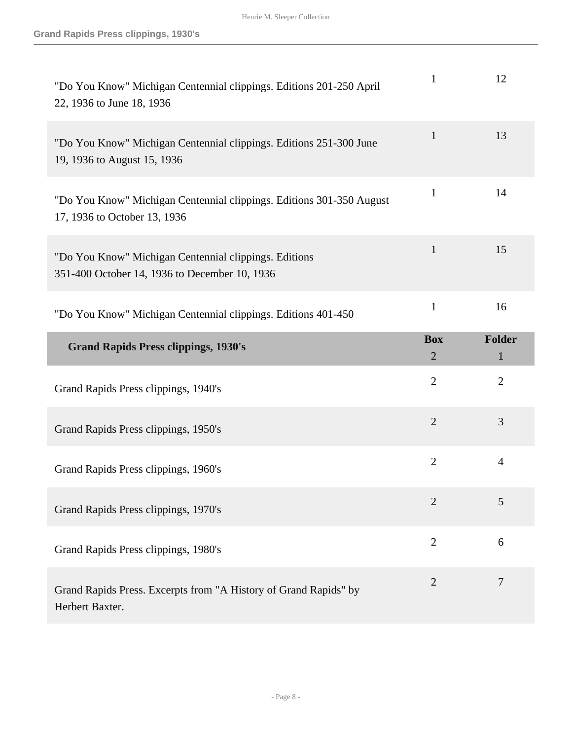| | | |
|---|---|---|
| "Do You Know" Michigan Centennial clippings. Editions 201-250 April 22, 1936 to June 18, 1936 | 1 | 12 |
| "Do You Know" Michigan Centennial clippings. Editions 251-300 June 19, 1936 to August 15, 1936 | 1 | 13 |
| "Do You Know" Michigan Centennial clippings. Editions 301-350 August 17, 1936 to October 13, 1936 | 1 | 14 |
| "Do You Know" Michigan Centennial clippings. Editions 351-400 October 14, 1936 to December 10, 1936 | 1 | 15 |
| "Do You Know" Michigan Centennial clippings. Editions 401-450 | 1 | 16 |

| **Grand Rapids Press clippings, 1930's** | **Box** | **Folder** |
|---|---|---|
| | 2 | 1 |
| Grand Rapids Press clippings, 1940's | 2 | 2 |
| Grand Rapids Press clippings, 1950's | 2 | 3 |
| Grand Rapids Press clippings, 1960's | 2 | 4 |
| Grand Rapids Press clippings, 1970's | 2 | 5 |
| Grand Rapids Press clippings, 1980's | 2 | 6 |
| Grand Rapids Press. Excerpts from "A History of Grand Rapids" by Herbert Baxter. | 2 | 7 |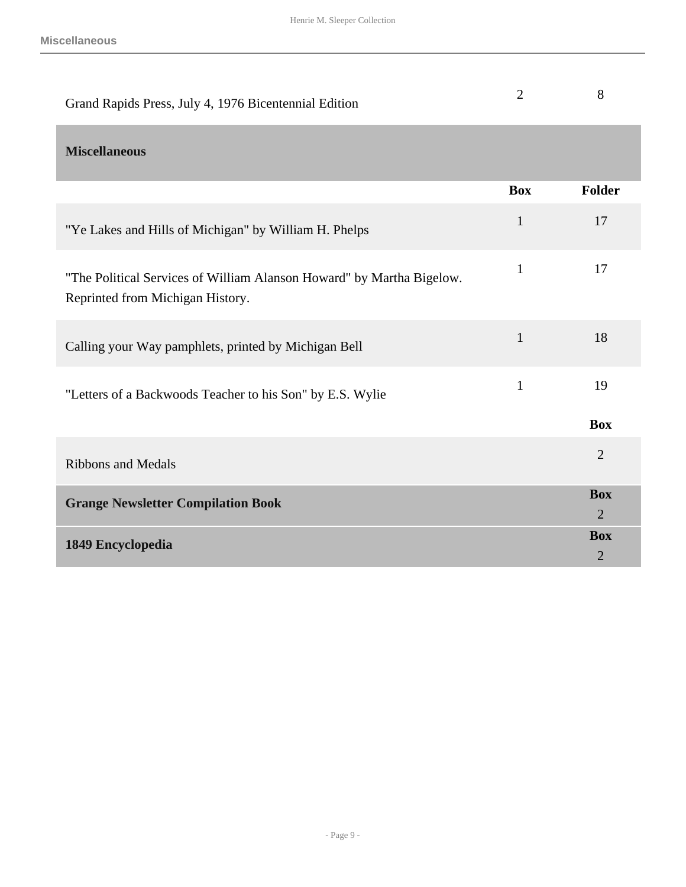| | Box | Folder |
|---|---|---|
| Grand Rapids Press, July 4, 1976 Bicentennial Edition | 2 | 8 |

## Miscellaneous

| | Box | Folder |
|---|---|---|
| "Ye Lakes and Hills of Michigan" by William H. Phelps | 1 | 17 |
| "The Political Services of William Alanson Howard" by Martha Bigelow. Reprinted from Michigan History. | 1 | 17 |
| Calling your Way pamphlets, printed by Michigan Bell | 1 | 18 |
| "Letters of a Backwoods Teacher to his Son" by E.S. Wylie | 1 | 19 |

| | Box |
|---|---|
| Ribbons and Medals | 2 |

## Grange Newsletter Compilation Book

Box 2

## 1849 Encyclopedia

Box 2